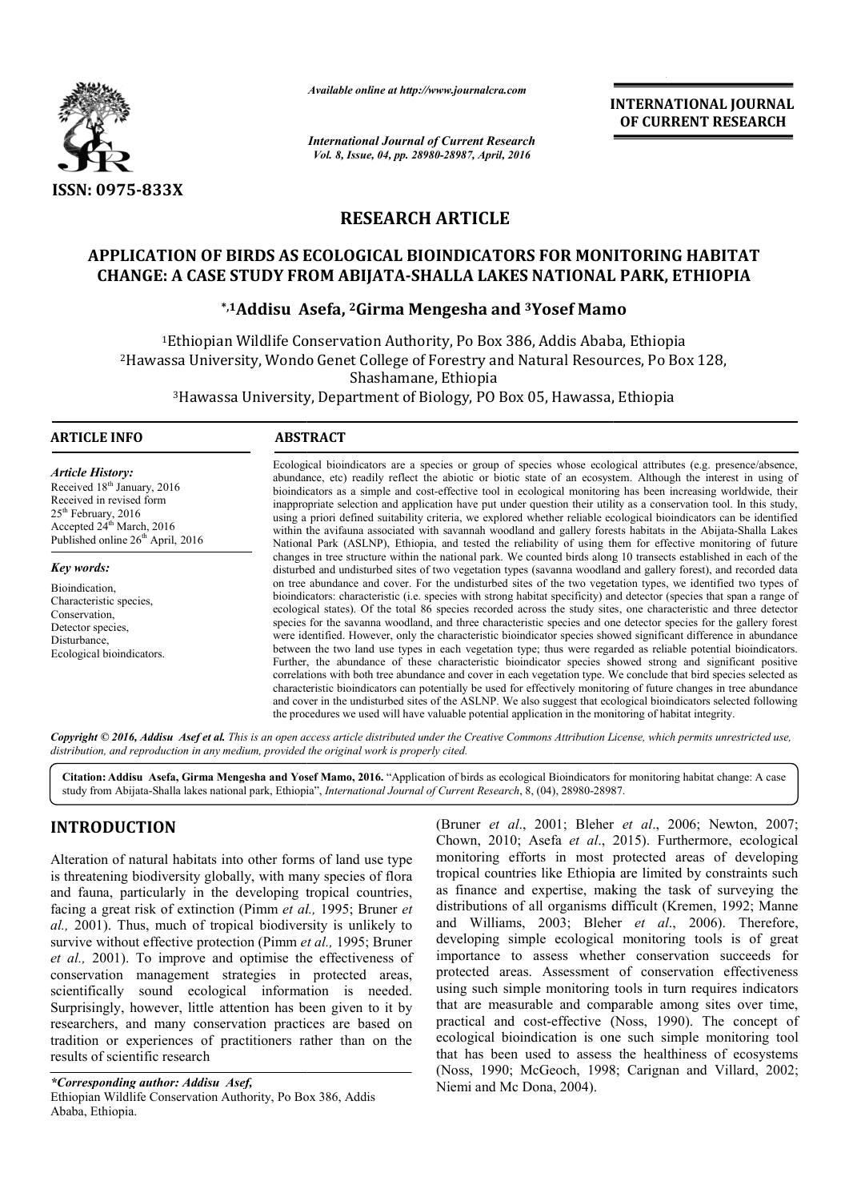ISSN: 0975-833X

*Available online at http://www.journalcra.com*

*International Journal of Current Research*
*Vol. 8, Issue, 04, pp. 28980-28987, April, 2016*

**INTERNATIONAL JOURNAL OF CURRENT RESEARCH**

# RESEARCH ARTICLE

# APPLICATION OF BIRDS AS ECOLOGICAL BIOINDICATORS FOR MONITORING HABITAT CHANGE: A CASE STUDY FROM ABIJATA-SHALLA LAKES NATIONAL PARK, ETHIOPIA

**\*,[1]Addisu Asefa, [2]Girma Mengesha and [3]Yosef Mamo**

[1]Ethiopian Wildlife Conservation Authority, Po Box 386, Addis Ababa, Ethiopia
[2]Hawassa University, Wondo Genet College of Forestry and Natural Resources, Po Box 128, Shashamane, Ethiopia
[3]Hawassa University, Department of Biology, PO Box 05, Hawassa, Ethiopia

## ARTICLE INFO

*Article History:*
Received 18th January, 2016
Received in revised form 25th February, 2016
Accepted 24th March, 2016
Published online 26th April, 2016

*Key words:*
Bioindication,
Characteristic species,
Conservation,
Detector species,
Disturbance,
Ecological bioindicators.

## ABSTRACT

Ecological bioindicators are a species or group of species whose ecological attributes (e.g. presence/absence, abundance, etc) readily reflect the abiotic or biotic state of an ecosystem. Although the interest in using of bioindicators as a simple and cost-effective tool in ecological monitoring has been increasing worldwide, their inappropriate selection and application have put under question their utility as a conservation tool. In this study, using a priori defined suitability criteria, we explored whether reliable ecological bioindicators can be identified within the avifauna associated with savannah woodland and gallery forests habitats in the Abijata-Shalla Lakes National Park (ASLNP), Ethiopia, and tested the reliability of using them for effective monitoring of future changes in tree structure within the national park. We counted birds along 10 transects established in each of the disturbed and undisturbed sites of two vegetation types (savanna woodland and gallery forest), and recorded data on tree abundance and cover. For the undisturbed sites of the two vegetation types, we identified two types of bioindicators: characteristic (i.e. species with strong habitat specificity) and detector (species that span a range of ecological states). Of the total 86 species recorded across the study sites, one characteristic and three detector species for the savanna woodland, and three characteristic species and one detector species for the gallery forest were identified. However, only the characteristic bioindicator species showed significant difference in abundance between the two land use types in each vegetation type; thus were regarded as reliable potential bioindicators. Further, the abundance of these characteristic bioindicator species showed strong and significant positive correlations with both tree abundance and cover in each vegetation type. We conclude that bird species selected as characteristic bioindicators can potentially be used for effectively monitoring of future changes in tree abundance and cover in the undisturbed sites of the ASLNP. We also suggest that ecological bioindicators selected following the procedures we used will have valuable potential application in the monitoring of habitat integrity.

*Copyright © 2016, Addisu Asef et al. This is an open access article distributed under the Creative Commons Attribution License, which permits unrestricted use, distribution, and reproduction in any medium, provided the original work is properly cited.*

**Citation: Addisu Asefa, Girma Mengesha and Yosef Mamo, 2016.** "Application of birds as ecological Bioindicators for monitoring habitat change: A case study from Abijata-Shalla lakes national park, Ethiopia", *International Journal of Current Research*, 8, (04), 28980-28987.

## INTRODUCTION

Alteration of natural habitats into other forms of land use type is threatening biodiversity globally, with many species of flora and fauna, particularly in the developing tropical countries, facing a great risk of extinction (Pimm *et al.,* 1995; Bruner *et al.,* 2001). Thus, much of tropical biodiversity is unlikely to survive without effective protection (Pimm *et al.,* 1995; Bruner *et al.,* 2001). To improve and optimise the effectiveness of conservation management strategies in protected areas, scientifically sound ecological information is needed. Surprisingly, however, little attention has been given to it by researchers, and many conservation practices are based on tradition or experiences of practitioners rather than on the results of scientific research (Bruner *et al*., 2001; Bleher *et al*., 2006; Newton, 2007; Chown, 2010; Asefa *et al*., 2015). Furthermore, ecological monitoring efforts in most protected areas of developing tropical countries like Ethiopia are limited by constraints such as finance and expertise, making the task of surveying the distributions of all organisms difficult (Kremen, 1992; Manne and Williams, 2003; Bleher *et al*., 2006). Therefore, developing simple ecological monitoring tools is of great importance to assess whether conservation succeeds for protected areas. Assessment of conservation effectiveness using such simple monitoring tools in turn requires indicators that are measurable and comparable among sites over time, practical and cost-effective (Noss, 1990). The concept of ecological bioindication is one such simple monitoring tool that has been used to assess the healthiness of ecosystems (Noss, 1990; McGeoch, 1998; Carignan and Villard, 2002; Niemi and Mc Dona, 2004).

*\*Corresponding author: Addisu Asef,*
Ethiopian Wildlife Conservation Authority, Po Box 386, Addis Ababa, Ethiopia.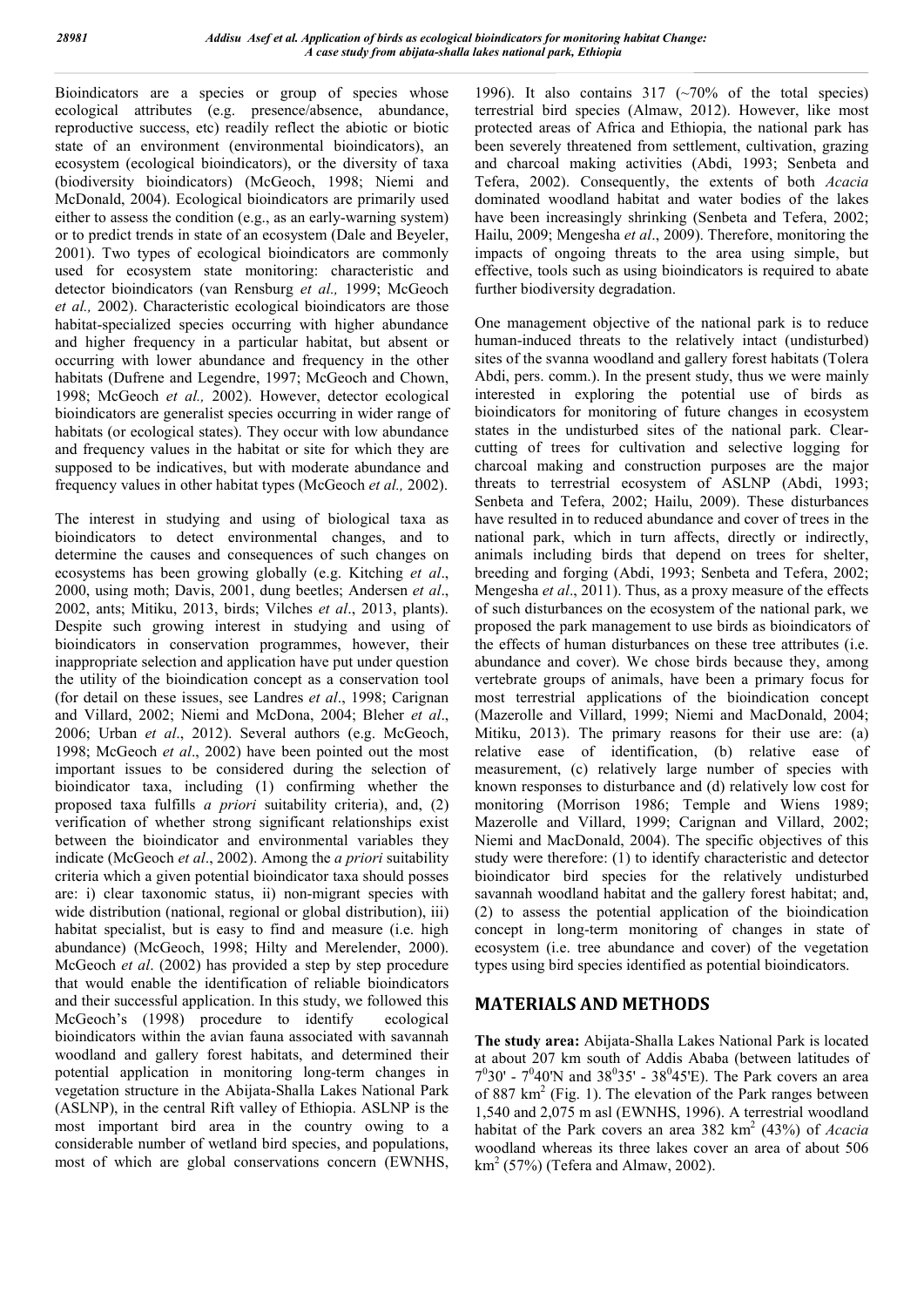Bioindicators are a species or group of species whose ecological attributes (e.g. presence/absence, abundance, reproductive success, etc) readily reflect the abiotic or biotic state of an environment (environmental bioindicators), an ecosystem (ecological bioindicators), or the diversity of taxa (biodiversity bioindicators) (McGeoch, 1998; Niemi and McDonald, 2004). Ecological bioindicators are primarily used either to assess the condition (e.g., as an early-warning system) or to predict trends in state of an ecosystem (Dale and Beyeler, 2001). Two types of ecological bioindicators are commonly used for ecosystem state monitoring: characteristic and detector bioindicators (van Rensburg *et al.,* 1999; McGeoch *et al.,* 2002). Characteristic ecological bioindicators are those habitat-specialized species occurring with higher abundance and higher frequency in a particular habitat, but absent or occurring with lower abundance and frequency in the other habitats (Dufrene and Legendre, 1997; McGeoch and Chown, 1998; McGeoch *et al.,* 2002). However, detector ecological bioindicators are generalist species occurring in wider range of habitats (or ecological states). They occur with low abundance and frequency values in the habitat or site for which they are supposed to be indicatives, but with moderate abundance and frequency values in other habitat types (McGeoch *et al.,* 2002).

The interest in studying and using of biological taxa as bioindicators to detect environmental changes, and to determine the causes and consequences of such changes on ecosystems has been growing globally (e.g. Kitching *et al*., 2000, using moth; Davis, 2001, dung beetles; Andersen *et al*., 2002, ants; Mitiku, 2013, birds; Vilches *et al*., 2013, plants). Despite such growing interest in studying and using of bioindicators in conservation programmes, however, their inappropriate selection and application have put under question the utility of the bioindication concept as a conservation tool (for detail on these issues, see Landres *et al*., 1998; Carignan and Villard, 2002; Niemi and McDona, 2004; Bleher *et al*., 2006; Urban *et al*., 2012). Several authors (e.g. McGeoch, 1998; McGeoch *et al*., 2002) have been pointed out the most important issues to be considered during the selection of bioindicator taxa, including (1) confirming whether the proposed taxa fulfills *a priori* suitability criteria), and, (2) verification of whether strong significant relationships exist between the bioindicator and environmental variables they indicate (McGeoch *et al*., 2002). Among the *a priori* suitability criteria which a given potential bioindicator taxa should posses are: i) clear taxonomic status, ii) non-migrant species with wide distribution (national, regional or global distribution), iii) habitat specialist, but is easy to find and measure (i.e. high abundance) (McGeoch, 1998; Hilty and Merelender, 2000). McGeoch *et al*. (2002) has provided a step by step procedure that would enable the identification of reliable bioindicators and their successful application. In this study, we followed this McGeoch's (1998) procedure to identify ecological bioindicators within the avian fauna associated with savannah woodland and gallery forest habitats, and determined their potential application in monitoring long-term changes in vegetation structure in the Abijata-Shalla Lakes National Park (ASLNP), in the central Rift valley of Ethiopia. ASLNP is the most important bird area in the country owing to a considerable number of wetland bird species, and populations, most of which are global conservations concern (EWNHS, 1996). It also contains 317 (~70% of the total species) terrestrial bird species (Almaw, 2012). However, like most protected areas of Africa and Ethiopia, the national park has been severely threatened from settlement, cultivation, grazing and charcoal making activities (Abdi, 1993; Senbeta and Tefera, 2002). Consequently, the extents of both *Acacia* dominated woodland habitat and water bodies of the lakes have been increasingly shrinking (Senbeta and Tefera, 2002; Hailu, 2009; Mengesha *et al*., 2009). Therefore, monitoring the impacts of ongoing threats to the area using simple, but effective, tools such as using bioindicators is required to abate further biodiversity degradation.

One management objective of the national park is to reduce human-induced threats to the relatively intact (undisturbed) sites of the svanna woodland and gallery forest habitats (Tolera Abdi, pers. comm.). In the present study, thus we were mainly interested in exploring the potential use of birds as bioindicators for monitoring of future changes in ecosystem states in the undisturbed sites of the national park. Clear-cutting of trees for cultivation and selective logging for charcoal making and construction purposes are the major threats to terrestrial ecosystem of ASLNP (Abdi, 1993; Senbeta and Tefera, 2002; Hailu, 2009). These disturbances have resulted in to reduced abundance and cover of trees in the national park, which in turn affects, directly or indirectly, animals including birds that depend on trees for shelter, breeding and forging (Abdi, 1993; Senbeta and Tefera, 2002; Mengesha *et al*., 2011). Thus, as a proxy measure of the effects of such disturbances on the ecosystem of the national park, we proposed the park management to use birds as bioindicators of the effects of human disturbances on these tree attributes (i.e. abundance and cover). We chose birds because they, among vertebrate groups of animals, have been a primary focus for most terrestrial applications of the bioindication concept (Mazerolle and Villard, 1999; Niemi and MacDonald, 2004; Mitiku, 2013). The primary reasons for their use are: (a) relative ease of identification, (b) relative ease of measurement, (c) relatively large number of species with known responses to disturbance and (d) relatively low cost for monitoring (Morrison 1986; Temple and Wiens 1989; Mazerolle and Villard, 1999; Carignan and Villard, 2002; Niemi and MacDonald, 2004). The specific objectives of this study were therefore: (1) to identify characteristic and detector bioindicator bird species for the relatively undisturbed savannah woodland habitat and the gallery forest habitat; and, (2) to assess the potential application of the bioindication concept in long-term monitoring of changes in state of ecosystem (i.e. tree abundance and cover) of the vegetation types using bird species identified as potential bioindicators.

## MATERIALS AND METHODS

**The study area:** Abijata-Shalla Lakes National Park is located at about 207 km south of Addis Ababa (between latitudes of $7^0 30'$ - $7^0 40'$N and $38^0 35'$ - $38^0 45'$E). The Park covers an area of 887 $km^2$ (Fig. 1). The elevation of the Park ranges between 1,540 and 2,075 m asl (EWNHS, 1996). A terrestrial woodland habitat of the Park covers an area 382 $km^2$ (43%) of *Acacia* woodland whereas its three lakes cover an area of about 506 $km^2$ (57%) (Tefera and Almaw, 2002).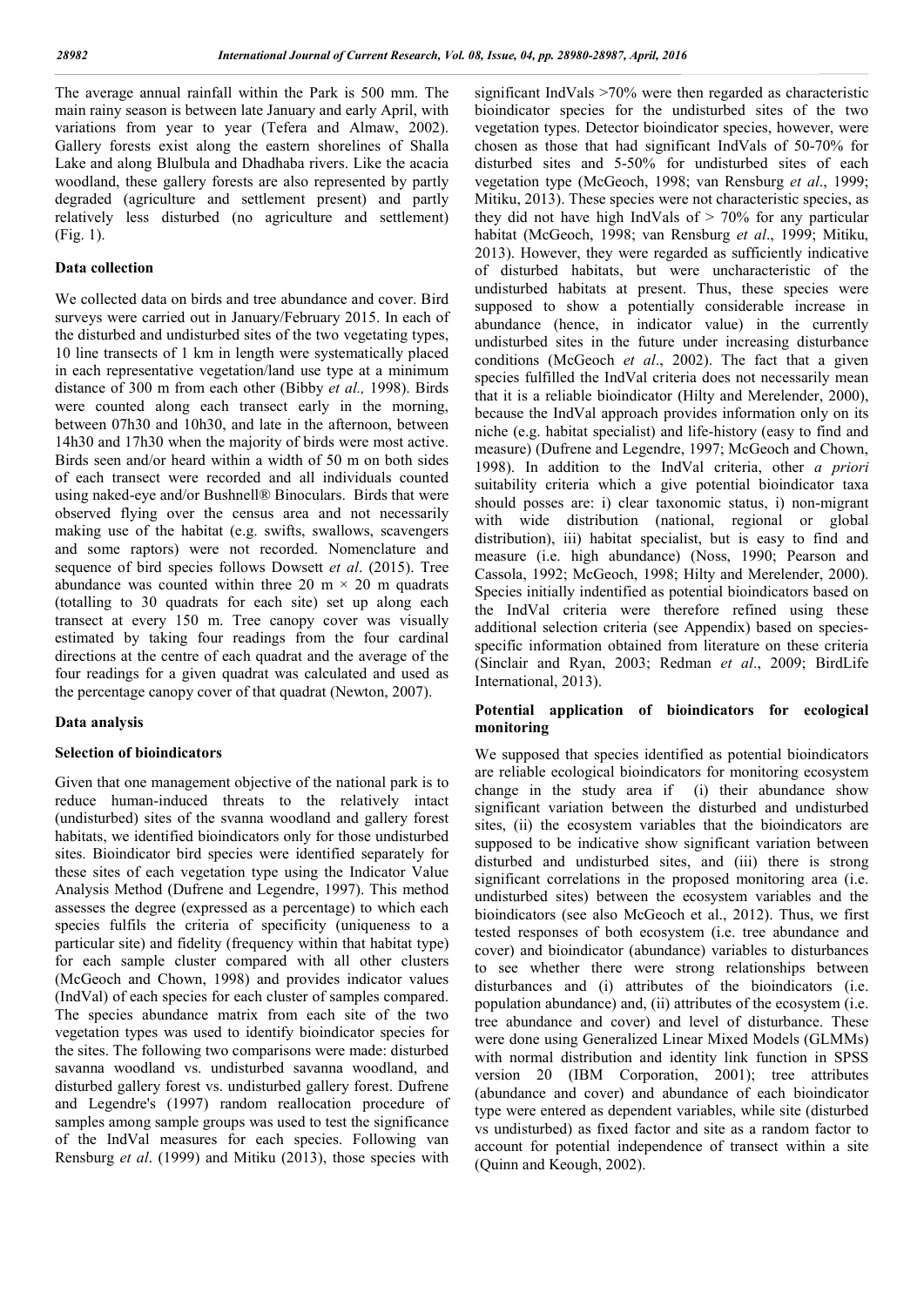The average annual rainfall within the Park is 500 mm. The main rainy season is between late January and early April, with variations from year to year (Tefera and Almaw, 2002). Gallery forests exist along the eastern shorelines of Shalla Lake and along Blulbula and Dhadhaba rivers. Like the acacia woodland, these gallery forests are also represented by partly degraded (agriculture and settlement present) and partly relatively less disturbed (no agriculture and settlement) (Fig. 1).

## Data collection

We collected data on birds and tree abundance and cover. Bird surveys were carried out in January/February 2015. In each of the disturbed and undisturbed sites of the two vegetating types, 10 line transects of 1 km in length were systematically placed in each representative vegetation/land use type at a minimum distance of 300 m from each other (Bibby *et al.,* 1998). Birds were counted along each transect early in the morning, between 07h30 and 10h30, and late in the afternoon, between 14h30 and 17h30 when the majority of birds were most active. Birds seen and/or heard within a width of 50 m on both sides of each transect were recorded and all individuals counted using naked-eye and/or Bushnell® Binoculars. Birds that were observed flying over the census area and not necessarily making use of the habitat (e.g. swifts, swallows, scavengers and some raptors) were not recorded. Nomenclature and sequence of bird species follows Dowsett *et al*. (2015). Tree abundance was counted within three 20 m × 20 m quadrats (totalling to 30 quadrats for each site) set up along each transect at every 150 m. Tree canopy cover was visually estimated by taking four readings from the four cardinal directions at the centre of each quadrat and the average of the four readings for a given quadrat was calculated and used as the percentage canopy cover of that quadrat (Newton, 2007).

## Data analysis

### Selection of bioindicators

Given that one management objective of the national park is to reduce human-induced threats to the relatively intact (undisturbed) sites of the svanna woodland and gallery forest habitats, we identified bioindicators only for those undisturbed sites. Bioindicator bird species were identified separately for these sites of each vegetation type using the Indicator Value Analysis Method (Dufrene and Legendre, 1997). This method assesses the degree (expressed as a percentage) to which each species fulfils the criteria of specificity (uniqueness to a particular site) and fidelity (frequency within that habitat type) for each sample cluster compared with all other clusters (McGeoch and Chown, 1998) and provides indicator values (IndVal) of each species for each cluster of samples compared. The species abundance matrix from each site of the two vegetation types was used to identify bioindicator species for the sites. The following two comparisons were made: disturbed savanna woodland vs. undisturbed savanna woodland, and disturbed gallery forest vs. undisturbed gallery forest. Dufrene and Legendre's (1997) random reallocation procedure of samples among sample groups was used to test the significance of the IndVal measures for each species. Following van Rensburg *et al*. (1999) and Mitiku (2013), those species with significant IndVals >70% were then regarded as characteristic bioindicator species for the undisturbed sites of the two vegetation types. Detector bioindicator species, however, were chosen as those that had significant IndVals of 50-70% for disturbed sites and 5-50% for undisturbed sites of each vegetation type (McGeoch, 1998; van Rensburg *et al*., 1999; Mitiku, 2013). These species were not characteristic species, as they did not have high IndVals of > 70% for any particular habitat (McGeoch, 1998; van Rensburg *et al*., 1999; Mitiku, 2013). However, they were regarded as sufficiently indicative of disturbed habitats, but were uncharacteristic of the undisturbed habitats at present. Thus, these species were supposed to show a potentially considerable increase in abundance (hence, in indicator value) in the currently undisturbed sites in the future under increasing disturbance conditions (McGeoch *et al*., 2002). The fact that a given species fulfilled the IndVal criteria does not necessarily mean that it is a reliable bioindicator (Hilty and Merelender, 2000), because the IndVal approach provides information only on its niche (e.g. habitat specialist) and life-history (easy to find and measure) (Dufrene and Legendre, 1997; McGeoch and Chown, 1998). In addition to the IndVal criteria, other *a priori* suitability criteria which a give potential bioindicator taxa should posses are: i) clear taxonomic status, i) non-migrant with wide distribution (national, regional or global distribution), iii) habitat specialist, but is easy to find and measure (i.e. high abundance) (Noss, 1990; Pearson and Cassola, 1992; McGeoch, 1998; Hilty and Merelender, 2000). Species initially indentified as potential bioindicators based on the IndVal criteria were therefore refined using these additional selection criteria (see Appendix) based on species-specific information obtained from literature on these criteria (Sinclair and Ryan, 2003; Redman *et al*., 2009; BirdLife International, 2013).

### Potential application of bioindicators for ecological monitoring

We supposed that species identified as potential bioindicators are reliable ecological bioindicators for monitoring ecosystem change in the study area if (i) their abundance show significant variation between the disturbed and undisturbed sites, (ii) the ecosystem variables that the bioindicators are supposed to be indicative show significant variation between disturbed and undisturbed sites, and (iii) there is strong significant correlations in the proposed monitoring area (i.e. undisturbed sites) between the ecosystem variables and the bioindicators (see also McGeoch et al., 2012). Thus, we first tested responses of both ecosystem (i.e. tree abundance and cover) and bioindicator (abundance) variables to disturbances to see whether there were strong relationships between disturbances and (i) attributes of the bioindicators (i.e. population abundance) and, (ii) attributes of the ecosystem (i.e. tree abundance and cover) and level of disturbance. These were done using Generalized Linear Mixed Models (GLMMs) with normal distribution and identity link function in SPSS version 20 (IBM Corporation, 2001); tree attributes (abundance and cover) and abundance of each bioindicator type were entered as dependent variables, while site (disturbed vs undisturbed) as fixed factor and site as a random factor to account for potential independence of transect within a site (Quinn and Keough, 2002).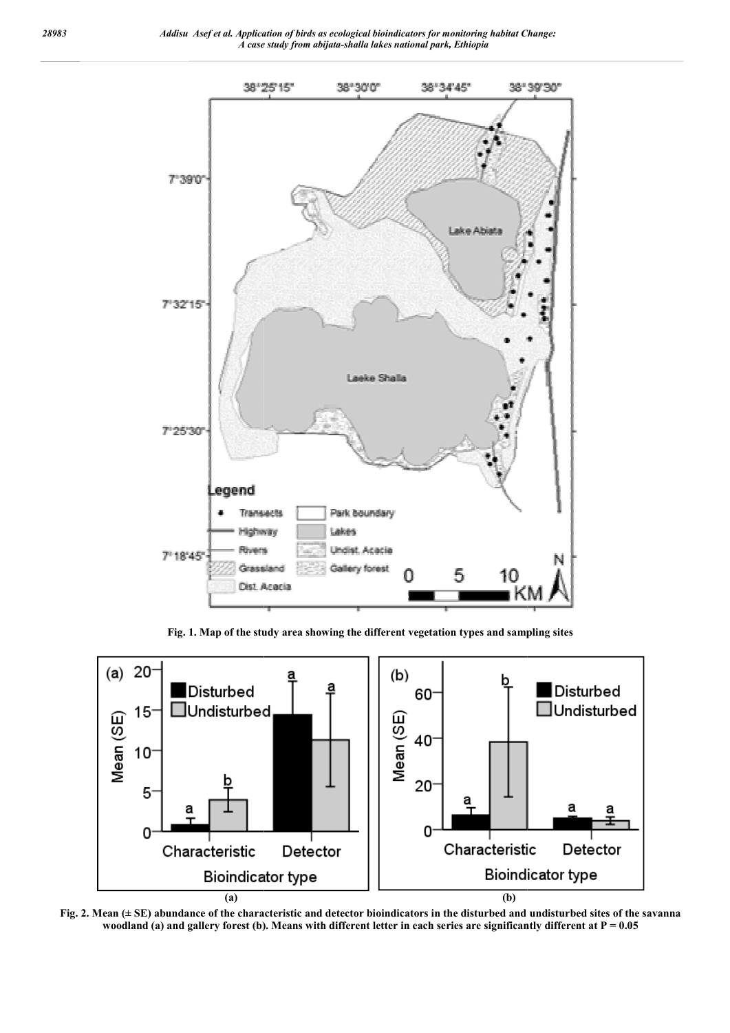Fig. 1. Map of the study area showing the different vegetation types and sampling sites

Fig. 2. Mean (± SE) abundance of the characteristic and detector bioindicators in the disturbed and undisturbed sites of the savanna woodland (a) and gallery forest (b). Means with different letter in each series are significantly different at P = 0.05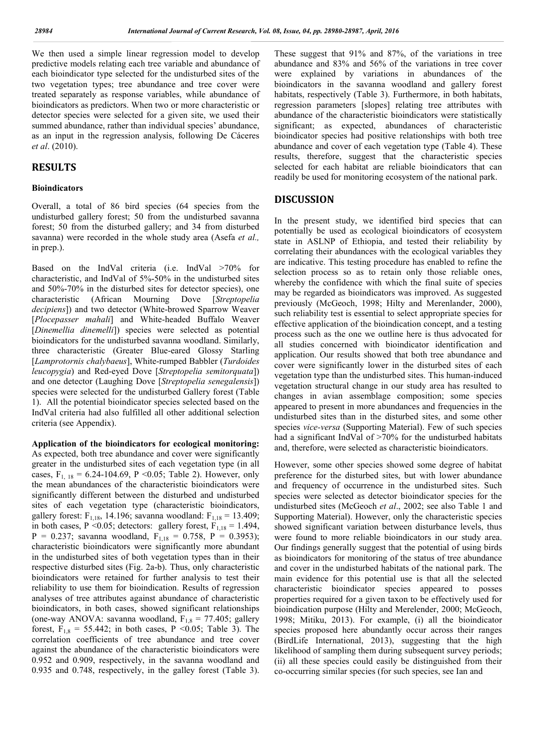We then used a simple linear regression model to develop predictive models relating each tree variable and abundance of each bioindicator type selected for the undisturbed sites of the two vegetation types; tree abundance and tree cover were treated separately as response variables, while abundance of bioindicators as predictors. When two or more characteristic or detector species were selected for a given site, we used their summed abundance, rather than individual species' abundance, as an input in the regression analysis, following De Cáceres *et al*. (2010).

## RESULTS

### Bioindicators

Overall, a total of 86 bird species (64 species from the undisturbed gallery forest; 50 from the undisturbed savanna forest; 50 from the disturbed gallery; and 34 from disturbed savanna) were recorded in the whole study area (Asefa *et al.,* in prep.).

Based on the IndVal criteria (i.e. IndVal >70% for characteristic, and IndVal of 5%-50% in the undisturbed sites and 50%-70% in the disturbed sites for detector species), one characteristic (African Mourning Dove [*Streptopelia decipiens*]) and two detector (White-browed Sparrow Weaver [*Plocepasser mahali*] and White-headed Buffalo Weaver [*Dinemellia dinemelli*]) species were selected as potential bioindicators for the undisturbed savanna woodland. Similarly, three characteristic (Greater Blue-eared Glossy Starling [*Lamprotornis chalybaeus*], White-rumped Babbler (*Turdoides leucopygia*) and Red-eyed Dove [*Streptopelia semitorquata*]) and one detector (Laughing Dove [*Streptopelia senegalensis*]) species were selected for the undisturbed Gallery forest (Table 1). All the potential bioindicator species selected based on the IndVal criteria had also fulfilled all other additional selection criteria (see Appendix).

**Application of the bioindicators for ecological monitoring:** As expected, both tree abundance and cover were significantly greater in the undisturbed sites of each vegetation type (in all cases, $F_{1,18}$ = 6.24-104.69, P <0.05; Table 2). However, only the mean abundances of the characteristic bioindicators were significantly different between the disturbed and undisturbed sites of each vegetation type (characteristic bioindicators, gallery forest: $F_{1,18}$, 14.196; savanna woodland: $F_{1,18}$ = 13.409; in both cases, P <0.05; detectors: gallery forest, $F_{1,18}$ = 1.494, P = 0.237; savanna woodland, $F_{1,18}$ = 0.758, P = 0.3953); characteristic bioindicators were significantly more abundant in the undisturbed sites of both vegetation types than in their respective disturbed sites (Fig. 2a-b). Thus, only characteristic bioindicators were retained for further analysis to test their reliability to use them for bioindication. Results of regression analyses of tree attributes against abundance of characteristic bioindicators, in both cases, showed significant relationships (one-way ANOVA: savanna woodland, $F_{1,8}$ = 77.405; gallery forest, $F_{1,8}$ = 55.442; in both cases, P <0.05; Table 3). The correlation coefficients of tree abundance and tree cover against the abundance of the characteristic bioindicators were 0.952 and 0.909, respectively, in the savanna woodland and 0.935 and 0.748, respectively, in the galley forest (Table 3). These suggest that 91% and 87%, of the variations in tree abundance and 83% and 56% of the variations in tree cover were explained by variations in abundances of the bioindicators in the savanna woodland and gallery forest habitats, respectively (Table 3). Furthermore, in both habitats, regression parameters [slopes] relating tree attributes with abundance of the characteristic bioindicators were statistically significant; as expected, abundances of characteristic bioindicator species had positive relationships with both tree abundance and cover of each vegetation type (Table 4). These results, therefore, suggest that the characteristic species selected for each habitat are reliable bioindicators that can readily be used for monitoring ecosystem of the national park.

## DISCUSSION

In the present study, we identified bird species that can potentially be used as ecological bioindicators of ecosystem state in ASLNP of Ethiopia, and tested their reliability by correlating their abundances with the ecological variables they are indicative. This testing procedure has enabled to refine the selection process so as to retain only those reliable ones, whereby the confidence with which the final suite of species may be regarded as bioindicators was improved. As suggested previously (McGeoch, 1998; Hilty and Merenlander, 2000), such reliability test is essential to select appropriate species for effective application of the bioindication concept, and a testing process such as the one we outline here is thus advocated for all studies concerned with bioindicator identification and application. Our results showed that both tree abundance and cover were significantly lower in the disturbed sites of each vegetation type than the undisturbed sites. This human-induced vegetation structural change in our study area has resulted to changes in avian assemblage composition; some species appeared to present in more abundances and frequencies in the undisturbed sites than in the disturbed sites, and some other species *vice-versa* (Supporting Material). Few of such species had a significant IndVal of >70% for the undisturbed habitats and, therefore, were selected as characteristic bioindicators.

However, some other species showed some degree of habitat preference for the disturbed sites, but with lower abundance and frequency of occurrence in the undisturbed sites. Such species were selected as detector bioindicator species for the undisturbed sites (McGeoch *et al*., 2002; see also Table 1 and Supporting Material). However, only the characteristic species showed significant variation between disturbance levels, thus were found to more reliable bioindicators in our study area. Our findings generally suggest that the potential of using birds as bioindicators for monitoring of the status of tree abundance and cover in the undisturbed habitats of the national park. The main evidence for this potential use is that all the selected characteristic bioindicator species appeared to posses properties required for a given taxon to be effectively used for bioindication purpose (Hilty and Merelender, 2000; McGeoch, 1998; Mitiku, 2013). For example, (i) all the bioindicator species proposed here abundantly occur across their ranges (BirdLife International, 2013), suggesting that the high likelihood of sampling them during subsequent survey periods; (ii) all these species could easily be distinguished from their co-occurring similar species (for such species, see Ian and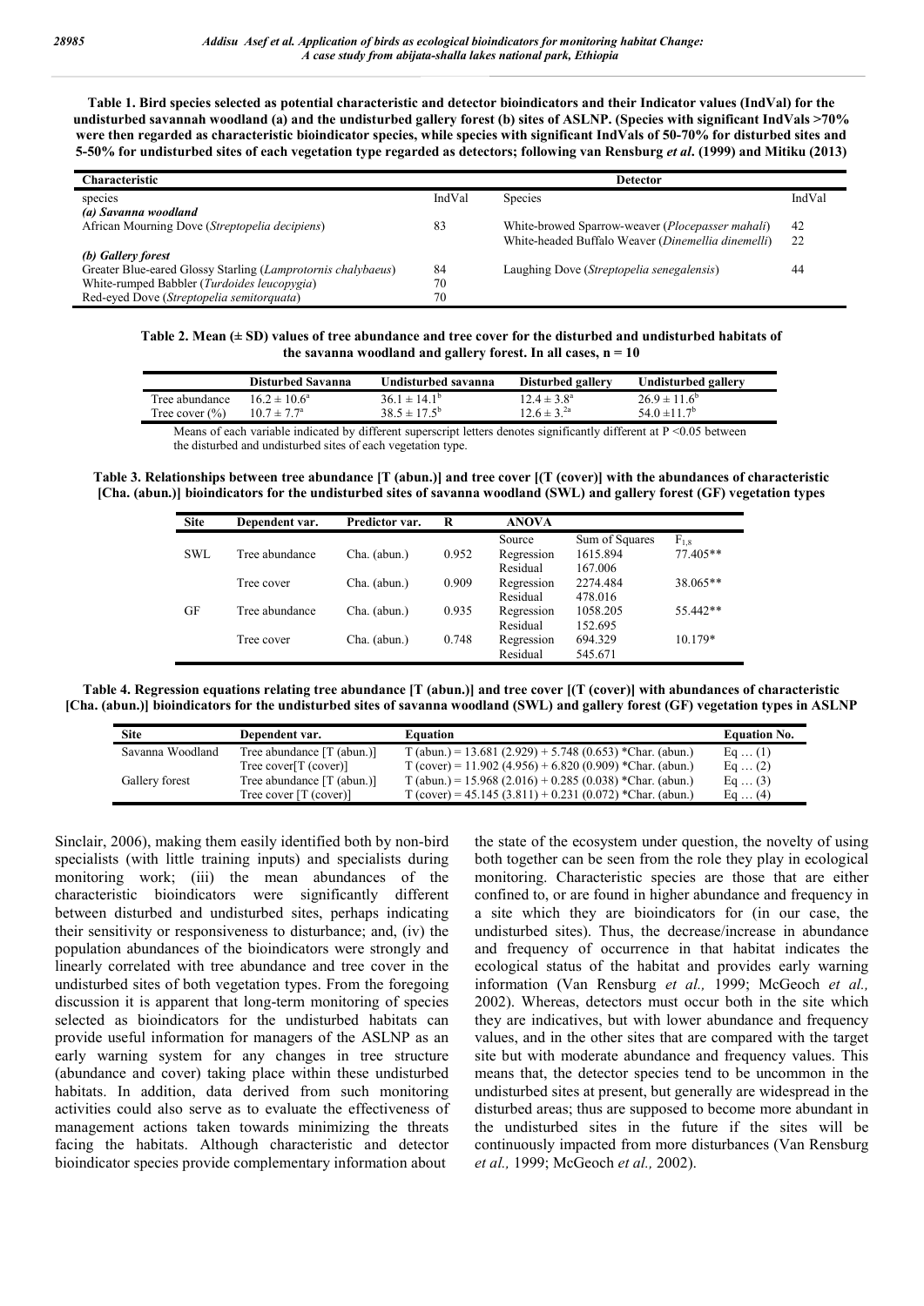**Table 1. Bird species selected as potential characteristic and detector bioindicators and their Indicator values (IndVal) for the undisturbed savannah woodland (a) and the undisturbed gallery forest (b) sites of ASLNP. (Species with significant IndVals >70% were then regarded as characteristic bioindicator species, while species with significant IndVals of 50-70% for disturbed sites and 5-50% for undisturbed sites of each vegetation type regarded as detectors; following van Rensburg *et al*. (1999) and Mitiku (2013)**

| Characteristic | | Detector | |
|---|---|---|---|
| species | IndVal | Species | IndVal |
| *(a) Savanna woodland* | | | |
| African Mourning Dove (*Streptopelia decipiens*) | 83 | White-browed Sparrow-weaver (*Plocepasser mahali*) | 42 |
| | | White-headed Buffalo Weaver (*Dinemellia dinemelli*) | 22 |
| *(b) Gallery forest* | | | |
| Greater Blue-eared Glossy Starling (*Lamprotornis chalybaeus*) | 84 | Laughing Dove (*Streptopelia senegalensis*) | 44 |
| White-rumped Babbler (*Turdoides leucopygia*) | 70 | | |
| Red-eyed Dove (*Streptopelia semitorquata*) | 70 | | |

**Table 2. Mean (± SD) values of tree abundance and tree cover for the disturbed and undisturbed habitats of the savanna woodland and gallery forest. In all cases, n = 10**

| | Disturbed Savanna | Undisturbed savanna | Disturbed gallery | Undisturbed gallery |
|---|---|---|---|---|
| Tree abundance | $16.2 \pm 10.6^a$ | $36.1 \pm 14.1^b$ | $12.4 \pm 3.8^a$ | $26.9 \pm 11.6^b$ |
| Tree cover (%) | $10.7 \pm 7.7^a$ | $38.5 \pm 17.5^b$ | $12.6 \pm 3.^{2a}$ | $54.0 \pm 11.7^b$ |

Means of each variable indicated by different superscript letters denotes significantly different at P <0.05 between the disturbed and undisturbed sites of each vegetation type.

**Table 3. Relationships between tree abundance [T (abun.)] and tree cover [(T (cover)] with the abundances of characteristic [Cha. (abun.)] bioindicators for the undisturbed sites of savanna woodland (SWL) and gallery forest (GF) vegetation types**

| Site | Dependent var. | Predictor var. | R | ANOVA | | |
|---|---|---|---|---|---|---|
| | | | | Source | Sum of Squares | $F_{1,8}$ |
| SWL | Tree abundance | Cha. (abun.) | 0.952 | Regression | 1615.894 | 77.405** |
| | | | | Residual | 167.006 | |
| | Tree cover | Cha. (abun.) | 0.909 | Regression | 2274.484 | 38.065** |
| | | | | Residual | 478.016 | |
| GF | Tree abundance | Cha. (abun.) | 0.935 | Regression | 1058.205 | 55.442** |
| | | | | Residual | 152.695 | |
| | Tree cover | Cha. (abun.) | 0.748 | Regression | 694.329 | 10.179* |
| | | | | Residual | 545.671 | |

**Table 4. Regression equations relating tree abundance [T (abun.)] and tree cover [(T (cover)] with abundances of characteristic [Cha. (abun.)] bioindicators for the undisturbed sites of savanna woodland (SWL) and gallery forest (GF) vegetation types in ASLNP**

| Site | Dependent var. | Equation | Equation No. |
|---|---|---|---|
| Savanna Woodland | Tree abundance [T (abun.)] | T (abun.) = 13.681 (2.929) + 5.748 (0.653) *Char. (abun.) | Eq … (1) |
| | Tree cover[T (cover)] | T (cover) = 11.902 (4.956) + 6.820 (0.909) *Char. (abun.) | Eq … (2) |
| Gallery forest | Tree abundance [T (abun.)] | T (abun.) = 15.968 (2.016) + 0.285 (0.038) *Char. (abun.) | Eq … (3) |
| | Tree cover [T (cover)] | T (cover) = 45.145 (3.811) + 0.231 (0.072) *Char. (abun.) | Eq … (4) |

Sinclair, 2006), making them easily identified both by non-bird specialists (with little training inputs) and specialists during monitoring work; (iii) the mean abundances of the characteristic bioindicators were significantly different between disturbed and undisturbed sites, perhaps indicating their sensitivity or responsiveness to disturbance; and, (iv) the population abundances of the bioindicators were strongly and linearly correlated with tree abundance and tree cover in the undisturbed sites of both vegetation types. From the foregoing discussion it is apparent that long-term monitoring of species selected as bioindicators for the undisturbed habitats can provide useful information for managers of the ASLNP as an early warning system for any changes in tree structure (abundance and cover) taking place within these undisturbed habitats. In addition, data derived from such monitoring activities could also serve as to evaluate the effectiveness of management actions taken towards minimizing the threats facing the habitats. Although characteristic and detector bioindicator species provide complementary information about the state of the ecosystem under question, the novelty of using both together can be seen from the role they play in ecological monitoring. Characteristic species are those that are either confined to, or are found in higher abundance and frequency in a site which they are bioindicators for (in our case, the undisturbed sites). Thus, the decrease/increase in abundance and frequency of occurrence in that habitat indicates the ecological status of the habitat and provides early warning information (Van Rensburg *et al.,* 1999; McGeoch *et al.,* 2002). Whereas, detectors must occur both in the site which they are indicatives, but with lower abundance and frequency values, and in the other sites that are compared with the target site but with moderate abundance and frequency values. This means that, the detector species tend to be uncommon in the undisturbed sites at present, but generally are widespread in the disturbed areas; thus are supposed to become more abundant in the undisturbed sites in the future if the sites will be continuously impacted from more disturbances (Van Rensburg *et al.,* 1999; McGeoch *et al.,* 2002).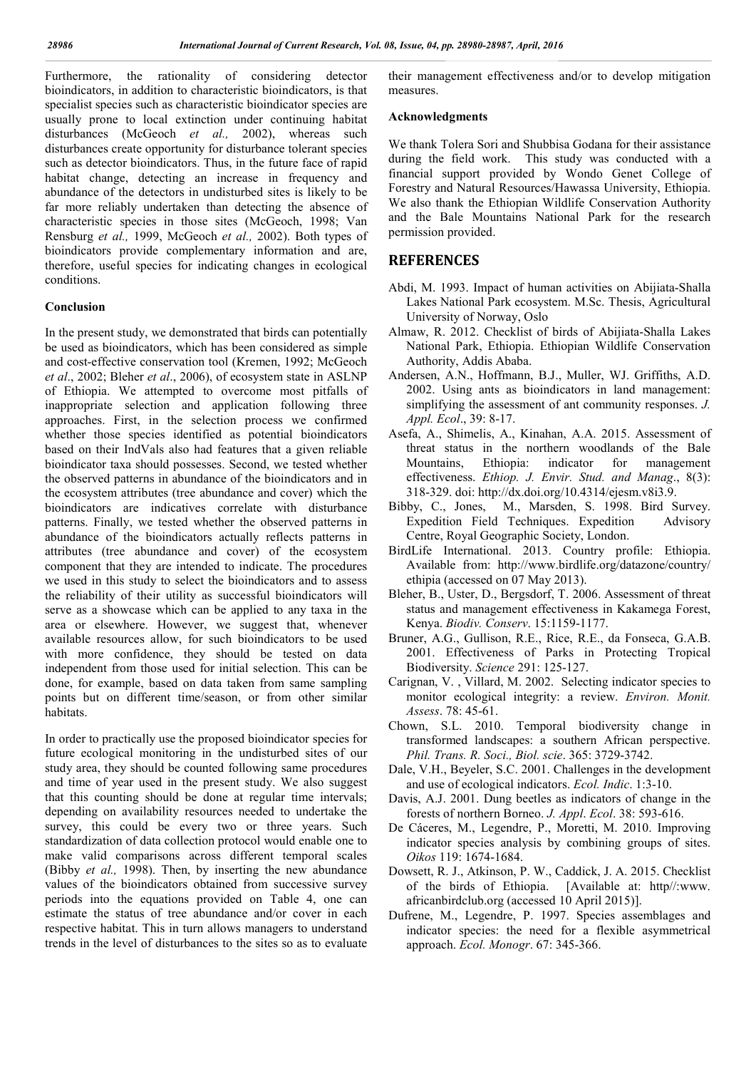Furthermore, the rationality of considering detector bioindicators, in addition to characteristic bioindicators, is that specialist species such as characteristic bioindicator species are usually prone to local extinction under continuing habitat disturbances (McGeoch *et al.,* 2002), whereas such disturbances create opportunity for disturbance tolerant species such as detector bioindicators. Thus, in the future face of rapid habitat change, detecting an increase in frequency and abundance of the detectors in undisturbed sites is likely to be far more reliably undertaken than detecting the absence of characteristic species in those sites (McGeoch, 1998; Van Rensburg *et al.,* 1999, McGeoch *et al.,* 2002). Both types of bioindicators provide complementary information and are, therefore, useful species for indicating changes in ecological conditions.

### Conclusion

In the present study, we demonstrated that birds can potentially be used as bioindicators, which has been considered as simple and cost-effective conservation tool (Kremen, 1992; McGeoch *et al*., 2002; Bleher *et al*., 2006), of ecosystem state in ASLNP of Ethiopia. We attempted to overcome most pitfalls of inappropriate selection and application following three approaches. First, in the selection process we confirmed whether those species identified as potential bioindicators based on their IndVals also had features that a given reliable bioindicator taxa should possesses. Second, we tested whether the observed patterns in abundance of the bioindicators and in the ecosystem attributes (tree abundance and cover) which the bioindicators are indicatives correlate with disturbance patterns. Finally, we tested whether the observed patterns in abundance of the bioindicators actually reflects patterns in attributes (tree abundance and cover) of the ecosystem component that they are intended to indicate. The procedures we used in this study to select the bioindicators and to assess the reliability of their utility as successful bioindicators will serve as a showcase which can be applied to any taxa in the area or elsewhere. However, we suggest that, whenever available resources allow, for such bioindicators to be used with more confidence, they should be tested on data independent from those used for initial selection. This can be done, for example, based on data taken from same sampling points but on different time/season, or from other similar habitats.

In order to practically use the proposed bioindicator species for future ecological monitoring in the undisturbed sites of our study area, they should be counted following same procedures and time of year used in the present study. We also suggest that this counting should be done at regular time intervals; depending on availability resources needed to undertake the survey, this could be every two or three years. Such standardization of data collection protocol would enable one to make valid comparisons across different temporal scales (Bibby *et al.,* 1998). Then, by inserting the new abundance values of the bioindicators obtained from successive survey periods into the equations provided on Table 4, one can estimate the status of tree abundance and/or cover in each respective habitat. This in turn allows managers to understand trends in the level of disturbances to the sites so as to evaluate their management effectiveness and/or to develop mitigation measures.

### Acknowledgments

We thank Tolera Sori and Shubbisa Godana for their assistance during the field work. This study was conducted with a financial support provided by Wondo Genet College of Forestry and Natural Resources/Hawassa University, Ethiopia. We also thank the Ethiopian Wildlife Conservation Authority and the Bale Mountains National Park for the research permission provided.

## REFERENCES

Abdi, M. 1993. Impact of human activities on Abijiata-Shalla Lakes National Park ecosystem. M.Sc. Thesis, Agricultural University of Norway, Oslo

Almaw, R. 2012. Checklist of birds of Abijiata-Shalla Lakes National Park, Ethiopia. Ethiopian Wildlife Conservation Authority, Addis Ababa.

Andersen, A.N., Hoffmann, B.J., Muller, WJ. Griffiths, A.D. 2002. Using ants as bioindicators in land management: simplifying the assessment of ant community responses. *J. Appl. Ecol*., 39: 8-17.

Asefa, A., Shimelis, A., Kinahan, A.A. 2015. Assessment of threat status in the northern woodlands of the Bale Mountains, Ethiopia: indicator for management effectiveness. *Ethiop. J. Envir. Stud. and Manag*., 8(3): 318-329. doi: http://dx.doi.org/10.4314/ejesm.v8i3.9.

Bibby, C., Jones, M., Marsden, S. 1998. Bird Survey. Expedition Field Techniques. Expedition Advisory Centre, Royal Geographic Society, London.

BirdLife International. 2013. Country profile: Ethiopia. Available from: http://www.birdlife.org/datazone/country/ethipia (accessed on 07 May 2013).

Bleher, B., Uster, D., Bergsdorf, T. 2006. Assessment of threat status and management effectiveness in Kakamega Forest, Kenya. *Biodiv. Conserv*. 15:1159-1177.

Bruner, A.G., Gullison, R.E., Rice, R.E., da Fonseca, G.A.B. 2001. Effectiveness of Parks in Protecting Tropical Biodiversity. *Science* 291: 125-127.

Carignan, V. , Villard, M. 2002. Selecting indicator species to monitor ecological integrity: a review. *Environ. Monit. Assess*. 78: 45-61.

Chown, S.L. 2010. Temporal biodiversity change in transformed landscapes: a southern African perspective. *Phil. Trans. R. Soci., Biol. scie*. 365: 3729-3742.

Dale, V.H., Beyeler, S.C. 2001. Challenges in the development and use of ecological indicators. *Ecol. Indic*. 1:3-10.

Davis, A.J. 2001. Dung beetles as indicators of change in the forests of northern Borneo. *J. Appl*. *Ecol*. 38: 593-616.

De Cáceres, M., Legendre, P., Moretti, M. 2010. Improving indicator species analysis by combining groups of sites. *Oikos* 119: 1674-1684.

Dowsett, R. J., Atkinson, P. W., Caddick, J. A. 2015. Checklist of the birds of Ethiopia. [Available at: http//:www.africanbirdclub.org (accessed 10 April 2015)].

Dufrene, M., Legendre, P. 1997. Species assemblages and indicator species: the need for a flexible asymmetrical approach. *Ecol. Monogr*. 67: 345-366.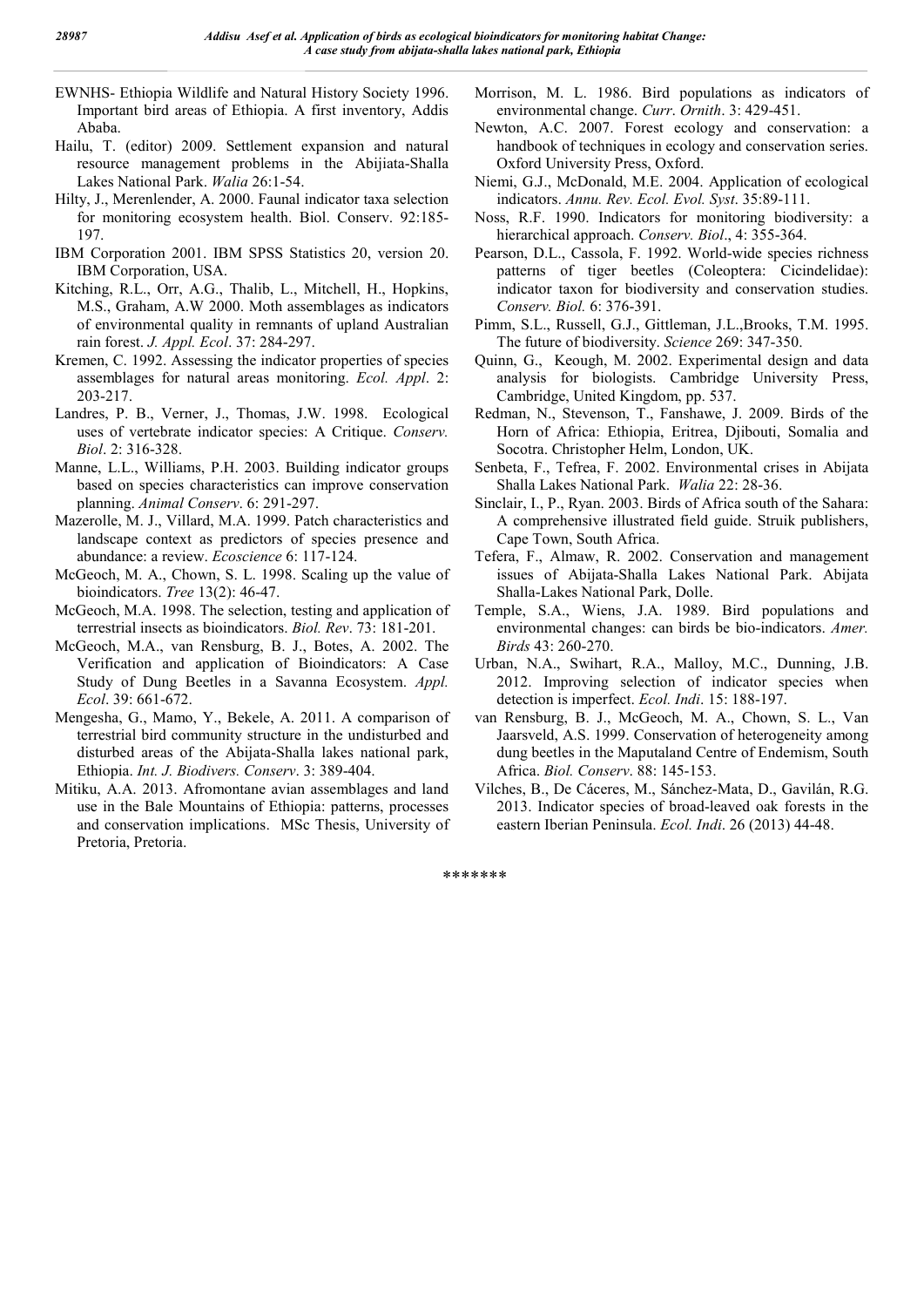EWNHS- Ethiopia Wildlife and Natural History Society 1996. Important bird areas of Ethiopia. A first inventory, Addis Ababa.

Hailu, T. (editor) 2009. Settlement expansion and natural resource management problems in the Abijiata-Shalla Lakes National Park. *Walia* 26:1-54.

Hilty, J., Merenlender, A. 2000. Faunal indicator taxa selection for monitoring ecosystem health. Biol. Conserv. 92:185-197.

IBM Corporation 2001. IBM SPSS Statistics 20, version 20. IBM Corporation, USA.

Kitching, R.L., Orr, A.G., Thalib, L., Mitchell, H., Hopkins, M.S., Graham, A.W 2000. Moth assemblages as indicators of environmental quality in remnants of upland Australian rain forest. *J. Appl. Ecol*. 37: 284-297.

Kremen, C. 1992. Assessing the indicator properties of species assemblages for natural areas monitoring. *Ecol. Appl*. 2: 203-217.

Landres, P. B., Verner, J., Thomas, J.W. 1998. Ecological uses of vertebrate indicator species: A Critique. *Conserv. Biol*. 2: 316-328.

Manne, L.L., Williams, P.H. 2003. Building indicator groups based on species characteristics can improve conservation planning. *Animal Conserv*. 6: 291-297.

Mazerolle, M. J., Villard, M.A. 1999. Patch characteristics and landscape context as predictors of species presence and abundance: a review. *Ecoscience* 6: 117-124.

McGeoch, M. A., Chown, S. L. 1998. Scaling up the value of bioindicators. *Tree* 13(2): 46-47.

McGeoch, M.A. 1998. The selection, testing and application of terrestrial insects as bioindicators. *Biol. Rev*. 73: 181-201.

McGeoch, M.A., van Rensburg, B. J., Botes, A. 2002. The Verification and application of Bioindicators: A Case Study of Dung Beetles in a Savanna Ecosystem. *Appl. Ecol*. 39: 661-672.

Mengesha, G., Mamo, Y., Bekele, A. 2011. A comparison of terrestrial bird community structure in the undisturbed and disturbed areas of the Abijata-Shalla lakes national park, Ethiopia. *Int. J. Biodivers. Conserv*. 3: 389-404.

Mitiku, A.A. 2013. Afromontane avian assemblages and land use in the Bale Mountains of Ethiopia: patterns, processes and conservation implications. MSc Thesis, University of Pretoria, Pretoria.

Morrison, M. L. 1986. Bird populations as indicators of environmental change. *Curr. Ornith*. 3: 429-451.

Newton, A.C. 2007. Forest ecology and conservation: a handbook of techniques in ecology and conservation series. Oxford University Press, Oxford.

Niemi, G.J., McDonald, M.E. 2004. Application of ecological indicators. *Annu. Rev. Ecol. Evol. Syst*. 35:89-111.

Noss, R.F. 1990. Indicators for monitoring biodiversity: a hierarchical approach. *Conserv. Biol*., 4: 355-364.

Pearson, D.L., Cassola, F. 1992. World-wide species richness patterns of tiger beetles (Coleoptera: Cicindelidae): indicator taxon for biodiversity and conservation studies. *Conserv. Biol.* 6: 376-391.

Pimm, S.L., Russell, G.J., Gittleman, J.L.,Brooks, T.M. 1995. The future of biodiversity. *Science* 269: 347-350.

Quinn, G., Keough, M. 2002. Experimental design and data analysis for biologists. Cambridge University Press, Cambridge, United Kingdom, pp. 537.

Redman, N., Stevenson, T., Fanshawe, J. 2009. Birds of the Horn of Africa: Ethiopia, Eritrea, Djibouti, Somalia and Socotra. Christopher Helm, London, UK.

Senbeta, F., Tefrea, F. 2002. Environmental crises in Abijata Shalla Lakes National Park. *Walia* 22: 28-36.

Sinclair, I., P., Ryan. 2003. Birds of Africa south of the Sahara: A comprehensive illustrated field guide. Struik publishers, Cape Town, South Africa.

Tefera, F., Almaw, R. 2002. Conservation and management issues of Abijata-Shalla Lakes National Park. Abijata Shalla-Lakes National Park, Dolle.

Temple, S.A., Wiens, J.A. 1989. Bird populations and environmental changes: can birds be bio-indicators. *Amer. Birds* 43: 260-270.

Urban, N.A., Swihart, R.A., Malloy, M.C., Dunning, J.B. 2012. Improving selection of indicator species when detection is imperfect. *Ecol. Indi*. 15: 188-197.

van Rensburg, B. J., McGeoch, M. A., Chown, S. L., Van Jaarsveld, A.S. 1999. Conservation of heterogeneity among dung beetles in the Maputaland Centre of Endemism, South Africa. *Biol. Conserv*. 88: 145-153.

Vilches, B., De Cáceres, M., Sánchez-Mata, D., Gavilán, R.G. 2013. Indicator species of broad-leaved oak forests in the eastern Iberian Peninsula. *Ecol. Indi*. 26 (2013) 44-48.

*******